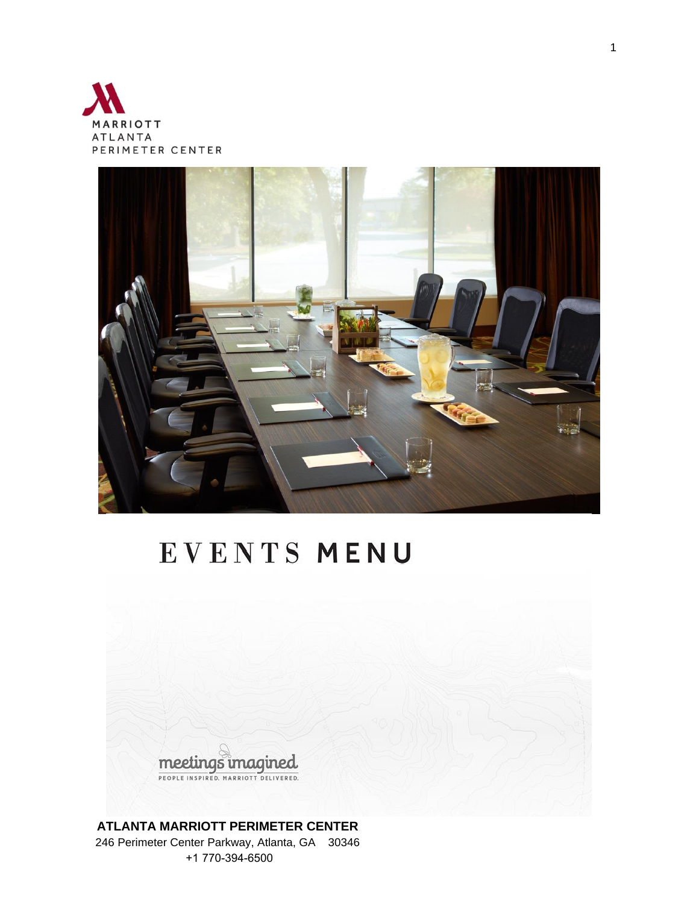MARRIOTT
ATLANTA
PERIMETER CENTER

# EVENTS MENU

meetings imagined
PEOPLE INSPIRED. MARRIOTT DELIVERED.

**ATLANTA MARRIOTT PERIMETER CENTER**
246 Perimeter Center Parkway, Atlanta, GA 30346
+1 770-394-6500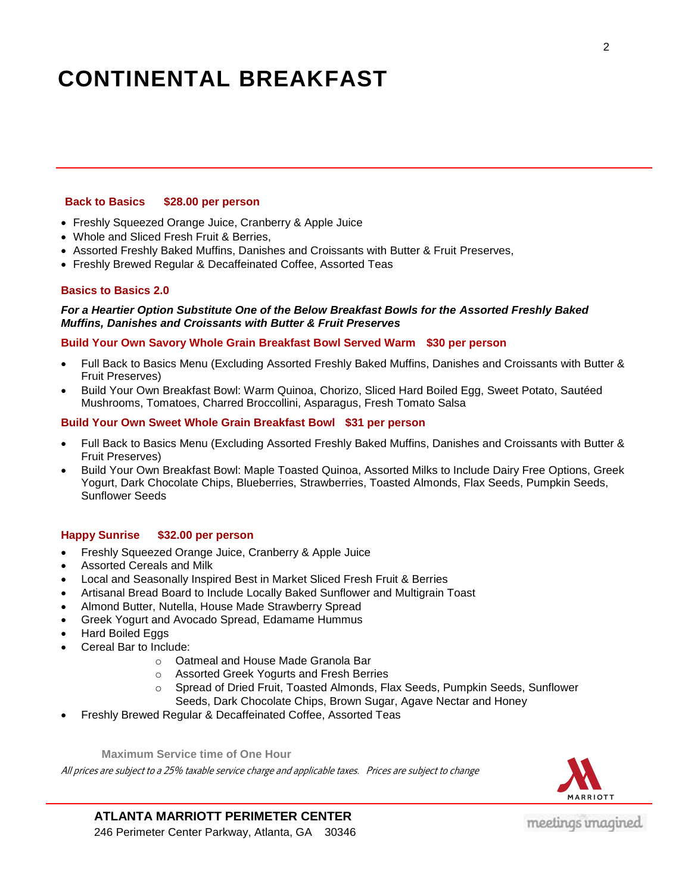# CONTINENTAL BREAKFAST

**Back to Basics $28.00 per person**

- Freshly Squeezed Orange Juice, Cranberry & Apple Juice
- Whole and Sliced Fresh Fruit & Berries,
- Assorted Freshly Baked Muffins, Danishes and Croissants with Butter & Fruit Preserves,
- Freshly Brewed Regular & Decaffeinated Coffee, Assorted Teas

**Basics to Basics 2.0**

***For a Heartier Option Substitute One of the Below Breakfast Bowls for the Assorted Freshly Baked Muffins, Danishes and Croissants with Butter & Fruit Preserves***

**Build Your Own Savory Whole Grain Breakfast Bowl Served Warm $30 per person**

- Full Back to Basics Menu (Excluding Assorted Freshly Baked Muffins, Danishes and Croissants with Butter & Fruit Preserves)
- Build Your Own Breakfast Bowl: Warm Quinoa, Chorizo, Sliced Hard Boiled Egg, Sweet Potato, Sautéed Mushrooms, Tomatoes, Charred Broccollini, Asparagus, Fresh Tomato Salsa

**Build Your Own Sweet Whole Grain Breakfast Bowl $31 per person**

- Full Back to Basics Menu (Excluding Assorted Freshly Baked Muffins, Danishes and Croissants with Butter & Fruit Preserves)
- Build Your Own Breakfast Bowl: Maple Toasted Quinoa, Assorted Milks to Include Dairy Free Options, Greek Yogurt, Dark Chocolate Chips, Blueberries, Strawberries, Toasted Almonds, Flax Seeds, Pumpkin Seeds, Sunflower Seeds

**Happy Sunrise $32.00 per person**

- Freshly Squeezed Orange Juice, Cranberry & Apple Juice
- Assorted Cereals and Milk
- Local and Seasonally Inspired Best in Market Sliced Fresh Fruit & Berries
- Artisanal Bread Board to Include Locally Baked Sunflower and Multigrain Toast
- Almond Butter, Nutella, House Made Strawberry Spread
- Greek Yogurt and Avocado Spread, Edamame Hummus
- Hard Boiled Eggs
- Cereal Bar to Include:
  - Oatmeal and House Made Granola Bar
  - Assorted Greek Yogurts and Fresh Berries
  - Spread of Dried Fruit, Toasted Almonds, Flax Seeds, Pumpkin Seeds, Sunflower Seeds, Dark Chocolate Chips, Brown Sugar, Agave Nectar and Honey
- Freshly Brewed Regular & Decaffeinated Coffee, Assorted Teas

**Maximum Service time of One Hour**

*All prices are subject to a 25% taxable service charge and applicable taxes. Prices are subject to change*

**ATLANTA MARRIOTT PERIMETER CENTER**
246 Perimeter Center Parkway, Atlanta, GA 30346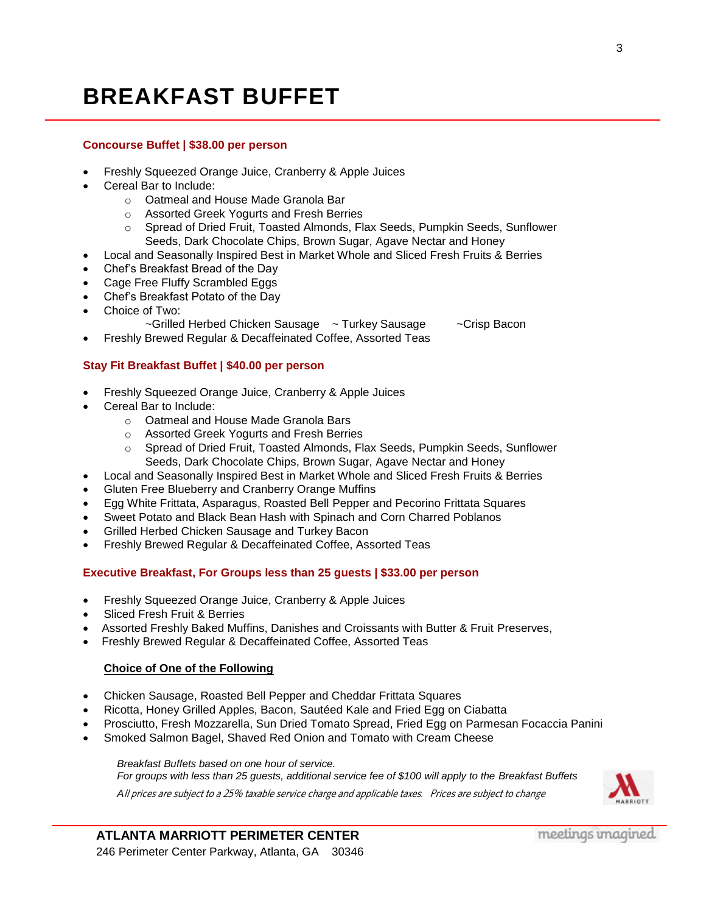# BREAKFAST BUFFET

**Concourse Buffet | $38.00 per person**

- Freshly Squeezed Orange Juice, Cranberry & Apple Juices
- Cereal Bar to Include:
  - Oatmeal and House Made Granola Bar
  - Assorted Greek Yogurts and Fresh Berries
  - Spread of Dried Fruit, Toasted Almonds, Flax Seeds, Pumpkin Seeds, Sunflower Seeds, Dark Chocolate Chips, Brown Sugar, Agave Nectar and Honey
- Local and Seasonally Inspired Best in Market Whole and Sliced Fresh Fruits & Berries
- Chef's Breakfast Bread of the Day
- Cage Free Fluffy Scrambled Eggs
- Chef's Breakfast Potato of the Day
- Choice of Two:
  ~Grilled Herbed Chicken Sausage ~ Turkey Sausage ~Crisp Bacon
- Freshly Brewed Regular & Decaffeinated Coffee, Assorted Teas

**Stay Fit Breakfast Buffet | $40.00 per person**

- Freshly Squeezed Orange Juice, Cranberry & Apple Juices
- Cereal Bar to Include:
  - Oatmeal and House Made Granola Bars
  - Assorted Greek Yogurts and Fresh Berries
  - Spread of Dried Fruit, Toasted Almonds, Flax Seeds, Pumpkin Seeds, Sunflower Seeds, Dark Chocolate Chips, Brown Sugar, Agave Nectar and Honey
- Local and Seasonally Inspired Best in Market Whole and Sliced Fresh Fruits & Berries
- Gluten Free Blueberry and Cranberry Orange Muffins
- Egg White Frittata, Asparagus, Roasted Bell Pepper and Pecorino Frittata Squares
- Sweet Potato and Black Bean Hash with Spinach and Corn Charred Poblanos
- Grilled Herbed Chicken Sausage and Turkey Bacon
- Freshly Brewed Regular & Decaffeinated Coffee, Assorted Teas

**Executive Breakfast, For Groups less than 25 guests | $33.00 per person**

- Freshly Squeezed Orange Juice, Cranberry & Apple Juices
- Sliced Fresh Fruit & Berries
- Assorted Freshly Baked Muffins, Danishes and Croissants with Butter & Fruit Preserves,
- Freshly Brewed Regular & Decaffeinated Coffee, Assorted Teas

**Choice of One of the Following**

- Chicken Sausage, Roasted Bell Pepper and Cheddar Frittata Squares
- Ricotta, Honey Grilled Apples, Bacon, Sautéed Kale and Fried Egg on Ciabatta
- Prosciutto, Fresh Mozzarella, Sun Dried Tomato Spread, Fried Egg on Parmesan Focaccia Panini
- Smoked Salmon Bagel, Shaved Red Onion and Tomato with Cream Cheese

*Breakfast Buffets based on one hour of service.*
*For groups with less than 25 guests, additional service fee of $100 will apply to the Breakfast Buffets*
*All prices are subject to a 25% taxable service charge and applicable taxes. Prices are subject to change*

**ATLANTA MARRIOTT PERIMETER CENTER**
246 Perimeter Center Parkway, Atlanta, GA 30346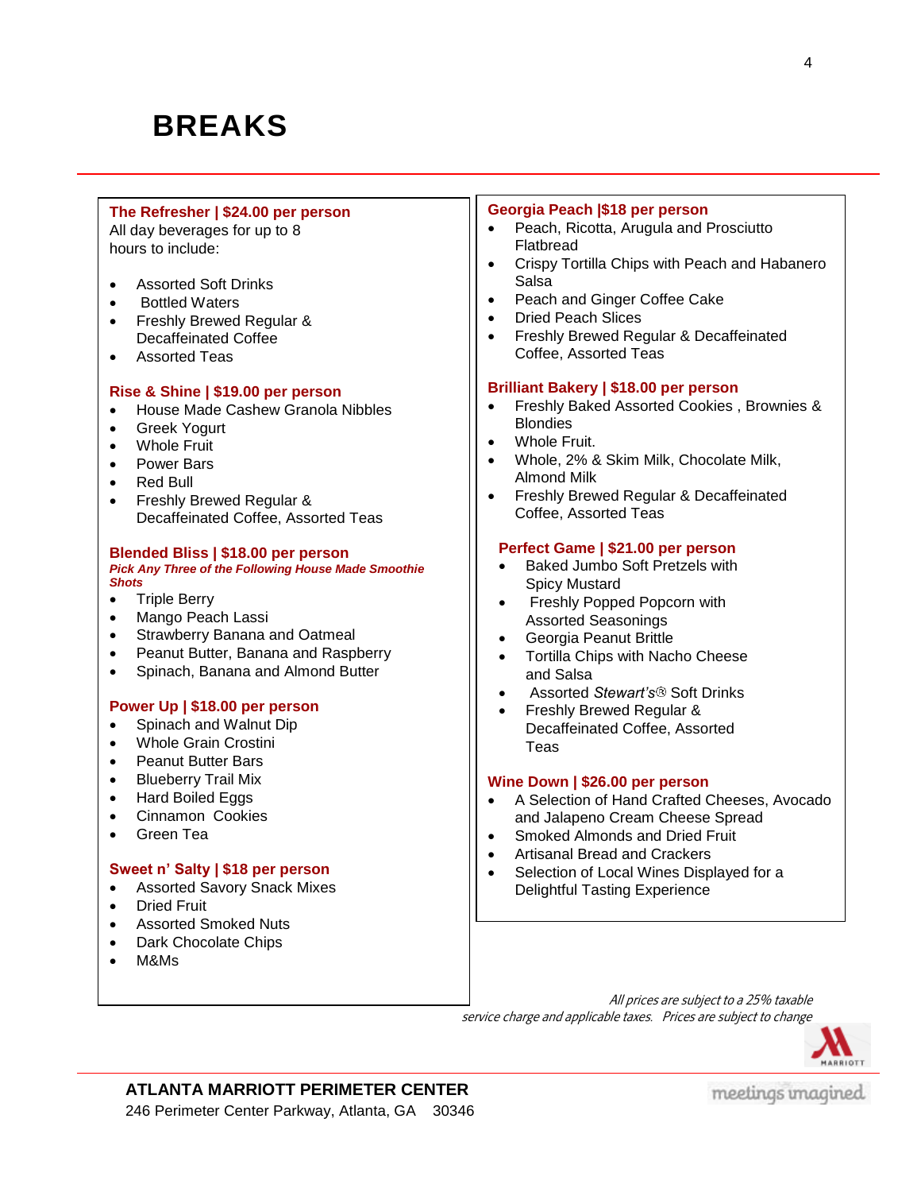# BREAKS

**The Refresher | $24.00 per person**

All day beverages for up to 8 hours to include:

- Assorted Soft Drinks
- Bottled Waters
- Freshly Brewed Regular & Decaffeinated Coffee
- Assorted Teas

**Rise & Shine | $19.00 per person**

- House Made Cashew Granola Nibbles
- Greek Yogurt
- Whole Fruit
- Power Bars
- Red Bull
- Freshly Brewed Regular & Decaffeinated Coffee, Assorted Teas

**Blended Bliss | $18.00 per person**

***Pick Any Three of the Following House Made Smoothie Shots***

- Triple Berry
- Mango Peach Lassi
- Strawberry Banana and Oatmeal
- Peanut Butter, Banana and Raspberry
- Spinach, Banana and Almond Butter

**Power Up | $18.00 per person**

- Spinach and Walnut Dip
- Whole Grain Crostini
- Peanut Butter Bars
- Blueberry Trail Mix
- Hard Boiled Eggs
- Cinnamon Cookies
- Green Tea

**Sweet n' Salty | $18 per person**

- Assorted Savory Snack Mixes
- Dried Fruit
- Assorted Smoked Nuts
- Dark Chocolate Chips
- M&Ms

**Georgia Peach |$18 per person**

- Peach, Ricotta, Arugula and Prosciutto Flatbread
- Crispy Tortilla Chips with Peach and Habanero Salsa
- Peach and Ginger Coffee Cake
- Dried Peach Slices
- Freshly Brewed Regular & Decaffeinated Coffee, Assorted Teas

**Brilliant Bakery | $18.00 per person**

- Freshly Baked Assorted Cookies , Brownies & Blondies
- Whole Fruit.
- Whole, 2% & Skim Milk, Chocolate Milk, Almond Milk
- Freshly Brewed Regular & Decaffeinated Coffee, Assorted Teas

**Perfect Game | $21.00 per person**

- Baked Jumbo Soft Pretzels with Spicy Mustard
- Freshly Popped Popcorn with Assorted Seasonings
- Georgia Peanut Brittle
- Tortilla Chips with Nacho Cheese and Salsa
- Assorted *Stewart's*® Soft Drinks
- Freshly Brewed Regular & Decaffeinated Coffee, Assorted Teas

**Wine Down | $26.00 per person**

- A Selection of Hand Crafted Cheeses, Avocado and Jalapeno Cream Cheese Spread
- Smoked Almonds and Dried Fruit
- Artisanal Bread and Crackers
- Selection of Local Wines Displayed for a Delightful Tasting Experience

*All prices are subject to a 25% taxable service charge and applicable taxes. Prices are subject to change*

**ATLANTA MARRIOTT PERIMETER CENTER**
246 Perimeter Center Parkway, Atlanta, GA 30346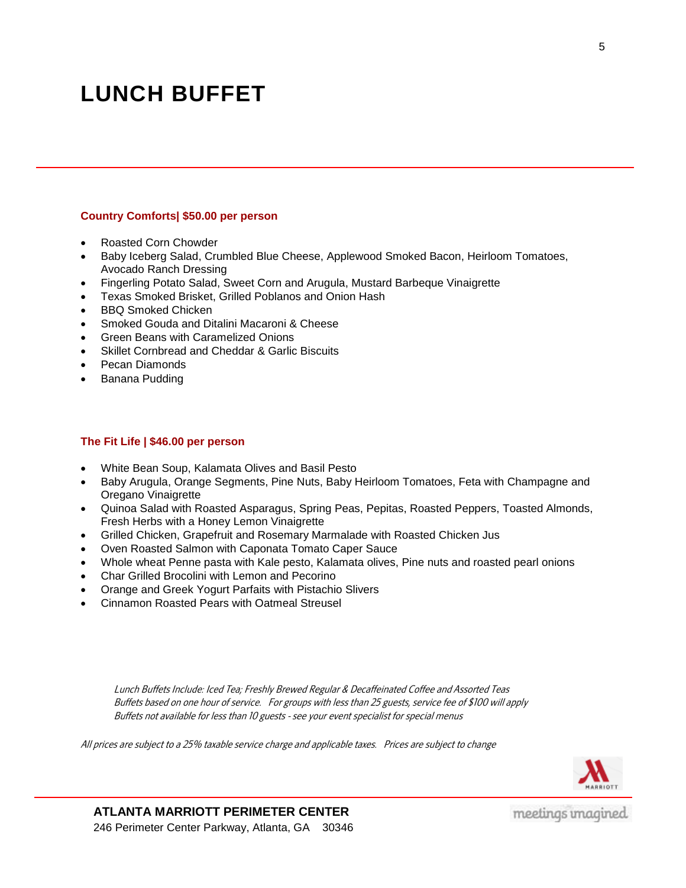# LUNCH BUFFET

**Country Comforts| $50.00 per person**

- Roasted Corn Chowder
- Baby Iceberg Salad, Crumbled Blue Cheese, Applewood Smoked Bacon, Heirloom Tomatoes, Avocado Ranch Dressing
- Fingerling Potato Salad, Sweet Corn and Arugula, Mustard Barbeque Vinaigrette
- Texas Smoked Brisket, Grilled Poblanos and Onion Hash
- BBQ Smoked Chicken
- Smoked Gouda and Ditalini Macaroni & Cheese
- Green Beans with Caramelized Onions
- Skillet Cornbread and Cheddar & Garlic Biscuits
- Pecan Diamonds
- Banana Pudding

**The Fit Life | $46.00 per person**

- White Bean Soup, Kalamata Olives and Basil Pesto
- Baby Arugula, Orange Segments, Pine Nuts, Baby Heirloom Tomatoes, Feta with Champagne and Oregano Vinaigrette
- Quinoa Salad with Roasted Asparagus, Spring Peas, Pepitas, Roasted Peppers, Toasted Almonds, Fresh Herbs with a Honey Lemon Vinaigrette
- Grilled Chicken, Grapefruit and Rosemary Marmalade with Roasted Chicken Jus
- Oven Roasted Salmon with Caponata Tomato Caper Sauce
- Whole wheat Penne pasta with Kale pesto, Kalamata olives, Pine nuts and roasted pearl onions
- Char Grilled Brocolini with Lemon and Pecorino
- Orange and Greek Yogurt Parfaits with Pistachio Slivers
- Cinnamon Roasted Pears with Oatmeal Streusel

*Lunch Buffets Include: Iced Tea; Freshly Brewed Regular & Decaffeinated Coffee and Assorted Teas*
*Buffets based on one hour of service. For groups with less than 25 guests, service fee of $100 will apply*
*Buffets not available for less than 10 guests - see your event specialist for special menus*

*All prices are subject to a 25% taxable service charge and applicable taxes. Prices are subject to change*

**ATLANTA MARRIOTT PERIMETER CENTER**
246 Perimeter Center Parkway, Atlanta, GA 30346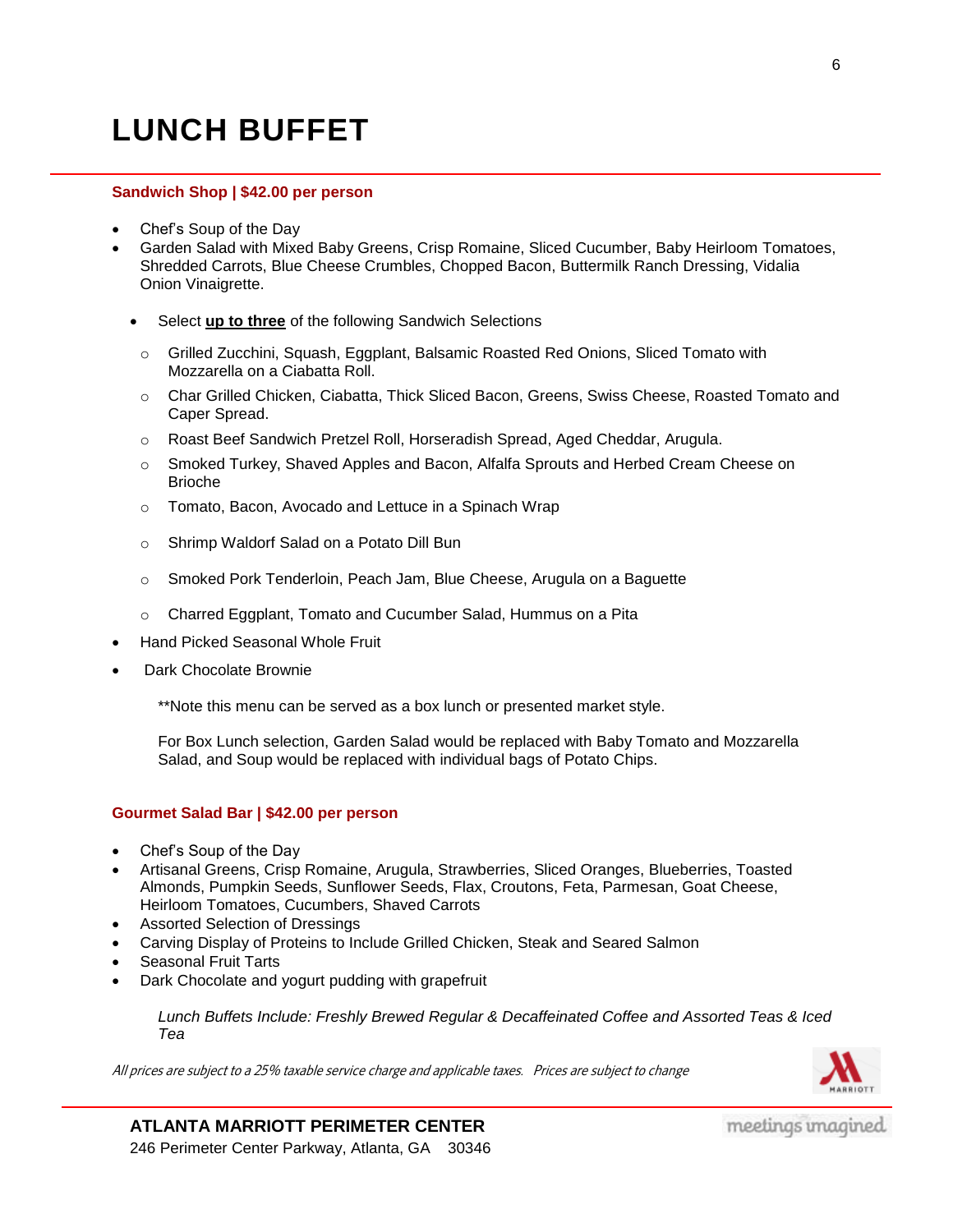# LUNCH BUFFET

**Sandwich Shop | $42.00 per person**

- Chef's Soup of the Day
- Garden Salad with Mixed Baby Greens, Crisp Romaine, Sliced Cucumber, Baby Heirloom Tomatoes, Shredded Carrots, Blue Cheese Crumbles, Chopped Bacon, Buttermilk Ranch Dressing, Vidalia Onion Vinaigrette.
  - Select **up to three** of the following Sandwich Selections
    - Grilled Zucchini, Squash, Eggplant, Balsamic Roasted Red Onions, Sliced Tomato with Mozzarella on a Ciabatta Roll.
    - Char Grilled Chicken, Ciabatta, Thick Sliced Bacon, Greens, Swiss Cheese, Roasted Tomato and Caper Spread.
    - Roast Beef Sandwich Pretzel Roll, Horseradish Spread, Aged Cheddar, Arugula.
    - Smoked Turkey, Shaved Apples and Bacon, Alfalfa Sprouts and Herbed Cream Cheese on Brioche
    - Tomato, Bacon, Avocado and Lettuce in a Spinach Wrap
    - Shrimp Waldorf Salad on a Potato Dill Bun
    - Smoked Pork Tenderloin, Peach Jam, Blue Cheese, Arugula on a Baguette
    - Charred Eggplant, Tomato and Cucumber Salad, Hummus on a Pita
- Hand Picked Seasonal Whole Fruit
- Dark Chocolate Brownie

**Note this menu can be served as a box lunch or presented market style.

For Box Lunch selection, Garden Salad would be replaced with Baby Tomato and Mozzarella Salad, and Soup would be replaced with individual bags of Potato Chips.

**Gourmet Salad Bar | $42.00 per person**

- Chef's Soup of the Day
- Artisanal Greens, Crisp Romaine, Arugula, Strawberries, Sliced Oranges, Blueberries, Toasted Almonds, Pumpkin Seeds, Sunflower Seeds, Flax, Croutons, Feta, Parmesan, Goat Cheese, Heirloom Tomatoes, Cucumbers, Shaved Carrots
- Assorted Selection of Dressings
- Carving Display of Proteins to Include Grilled Chicken, Steak and Seared Salmon
- Seasonal Fruit Tarts
- Dark Chocolate and yogurt pudding with grapefruit

*Lunch Buffets Include: Freshly Brewed Regular & Decaffeinated Coffee and Assorted Teas & Iced Tea*

*All prices are subject to a 25% taxable service charge and applicable taxes. Prices are subject to change*

**ATLANTA MARRIOTT PERIMETER CENTER**
246 Perimeter Center Parkway, Atlanta, GA 30346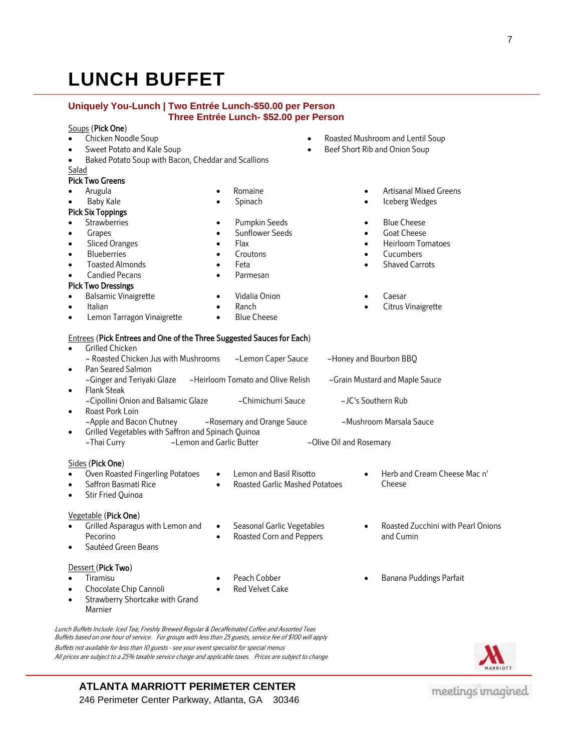# LUNCH BUFFET

**Uniquely You-Lunch | Two Entrée Lunch-$50.00 per Person**
**Three Entrée Lunch- $52.00 per Person**

Soups (**Pick One**)

- Chicken Noodle Soup
- Sweet Potato and Kale Soup
- Baked Potato Soup with Bacon, Cheddar and Scallions
- Roasted Mushroom and Lentil Soup
- Beef Short Rib and Onion Soup

Salad

**Pick Two Greens**

- Arugula
- Baby Kale
- Romaine
- Spinach
- Artisanal Mixed Greens
- Iceberg Wedges

**Pick Six Toppings**

- Strawberries
- Grapes
- Sliced Oranges
- Blueberries
- Toasted Almonds
- Candied Pecans
- Pumpkin Seeds
- Sunflower Seeds
- Flax
- Croutons
- Feta
- Parmesan
- Blue Cheese
- Goat Cheese
- Heirloom Tomatoes
- Cucumbers
- Shaved Carrots

**Pick Two Dressings**

- Balsamic Vinaigrette
- Italian
- Lemon Tarragon Vinaigrette
- Vidalia Onion
- Ranch
- Blue Cheese
- Caesar
- Citrus Vinaigrette

Entrees (**Pick Entrees and One of the Three Suggested Sauces for Each**)

- Grilled Chicken
  ~ Roasted Chicken Jus with Mushrooms ~Lemon Caper Sauce ~Honey and Bourbon BBQ
- Pan Seared Salmon
  ~Ginger and Teriyaki Glaze ~Heirloom Tomato and Olive Relish ~Grain Mustard and Maple Sauce
- Flank Steak
  ~Cipollini Onion and Balsamic Glaze ~Chimichurri Sauce ~JC's Southern Rub
- Roast Pork Loin
  ~Apple and Bacon Chutney ~Rosemary and Orange Sauce ~Mushroom Marsala Sauce
- Grilled Vegetables with Saffron and Spinach Quinoa
  ~Thai Curry ~Lemon and Garlic Butter ~Olive Oil and Rosemary

Sides (**Pick One**)

- Oven Roasted Fingerling Potatoes
- Saffron Basmati Rice
- Stir Fried Quinoa
- Lemon and Basil Risotto
- Roasted Garlic Mashed Potatoes
- Herb and Cream Cheese Mac n' Cheese

Vegetable (**Pick One**)

- Grilled Asparagus with Lemon and Pecorino
- Sautéed Green Beans
- Seasonal Garlic Vegetables
- Roasted Corn and Peppers
- Roasted Zucchini with Pearl Onions and Cumin

Dessert (**Pick Two**)

- Tiramisu
- Chocolate Chip Cannoli
- Strawberry Shortcake with Grand Marnier
- Peach Cobber
- Red Velvet Cake
- Banana Puddings Parfait

*Lunch Buffets Include: Iced Tea; Freshly Brewed Regular & Decaffeinated Coffee and Assorted Teas*
*Buffets based on one hour of service. For groups with less than 25 guests, service fee of $100 will apply*
*Buffets not available for less than 10 guests - see your event specialist for special menus*
*All prices are subject to a 25% taxable service charge and applicable taxes. Prices are subject to change*

**ATLANTA MARRIOTT PERIMETER CENTER**
246 Perimeter Center Parkway, Atlanta, GA 30346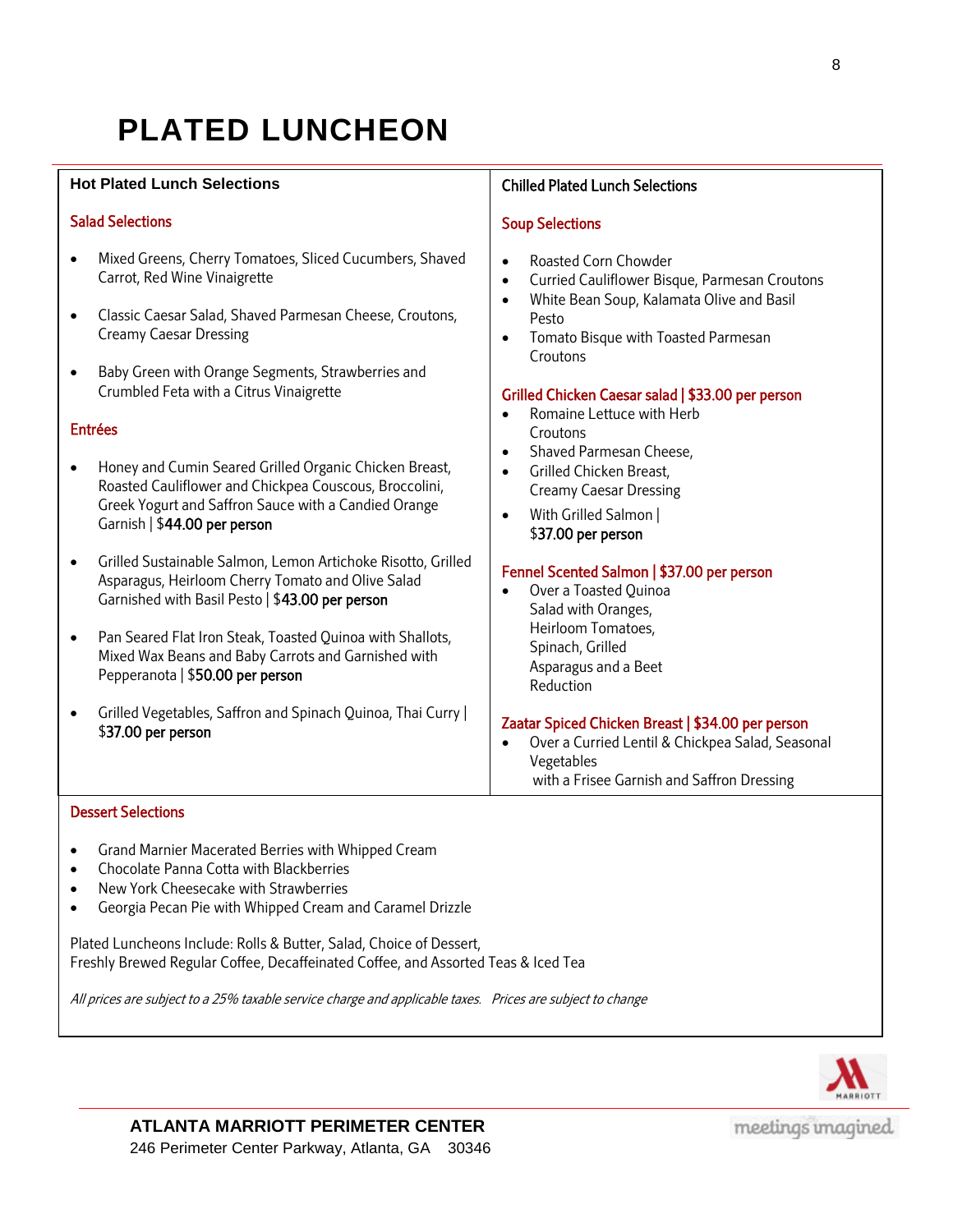# PLATED LUNCHEON

## Hot Plated Lunch Selections

### Salad Selections

- Mixed Greens, Cherry Tomatoes, Sliced Cucumbers, Shaved Carrot, Red Wine Vinaigrette
- Classic Caesar Salad, Shaved Parmesan Cheese, Croutons, Creamy Caesar Dressing
- Baby Green with Orange Segments, Strawberries and Crumbled Feta with a Citrus Vinaigrette

### Entrées

- Honey and Cumin Seared Grilled Organic Chicken Breast, Roasted Cauliflower and Chickpea Couscous, Broccolini, Greek Yogurt and Saffron Sauce with a Candied Orange Garnish | $44.00 per person
- Grilled Sustainable Salmon, Lemon Artichoke Risotto, Grilled Asparagus, Heirloom Cherry Tomato and Olive Salad Garnished with Basil Pesto | $43.00 per person
- Pan Seared Flat Iron Steak, Toasted Quinoa with Shallots, Mixed Wax Beans and Baby Carrots and Garnished with Pepperanota | $50.00 per person
- Grilled Vegetables, Saffron and Spinach Quinoa, Thai Curry | $37.00 per person

## Chilled Plated Lunch Selections

### Soup Selections

- Roasted Corn Chowder
- Curried Cauliflower Bisque, Parmesan Croutons
- White Bean Soup, Kalamata Olive and Basil Pesto
- Tomato Bisque with Toasted Parmesan Croutons

### Grilled Chicken Caesar salad | $33.00 per person

- Romaine Lettuce with Herb Croutons
- Shaved Parmesan Cheese,
- Grilled Chicken Breast, Creamy Caesar Dressing
- With Grilled Salmon | $37.00 per person

### Fennel Scented Salmon | $37.00 per person

- Over a Toasted Quinoa Salad with Oranges, Heirloom Tomatoes, Spinach, Grilled Asparagus and a Beet Reduction

### Zaatar Spiced Chicken Breast | $34.00 per person

- Over a Curried Lentil & Chickpea Salad, Seasonal Vegetables with a Frisee Garnish and Saffron Dressing

### Dessert Selections

- Grand Marnier Macerated Berries with Whipped Cream
- Chocolate Panna Cotta with Blackberries
- New York Cheesecake with Strawberries
- Georgia Pecan Pie with Whipped Cream and Caramel Drizzle

Plated Luncheons Include: Rolls & Butter, Salad, Choice of Dessert,
Freshly Brewed Regular Coffee, Decaffeinated Coffee, and Assorted Teas & Iced Tea

*All prices are subject to a 25% taxable service charge and applicable taxes. Prices are subject to change*

**ATLANTA MARRIOTT PERIMETER CENTER**
246 Perimeter Center Parkway, Atlanta, GA 30346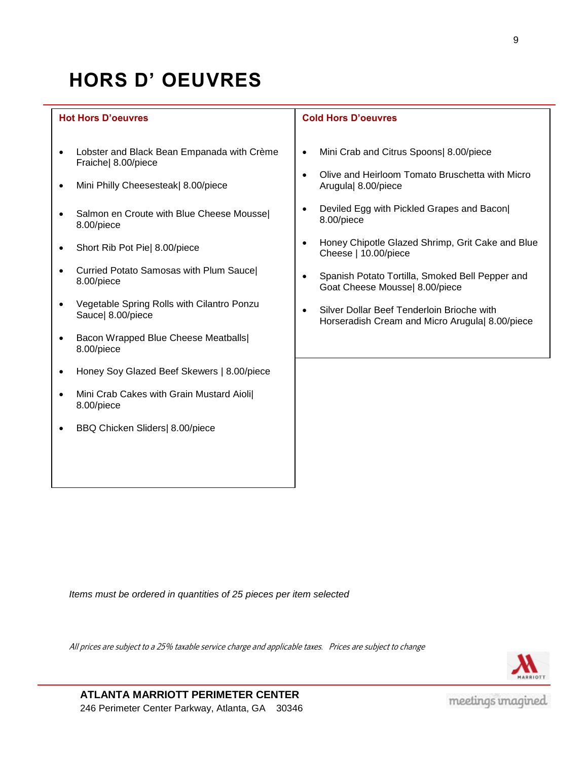# HORS D' OEUVRES

## Hot Hors D'oeuvres

- Lobster and Black Bean Empanada with Crème Fraiche| 8.00/piece
- Mini Philly Cheesesteak| 8.00/piece
- Salmon en Croute with Blue Cheese Mousse| 8.00/piece
- Short Rib Pot Pie| 8.00/piece
- Curried Potato Samosas with Plum Sauce| 8.00/piece
- Vegetable Spring Rolls with Cilantro Ponzu Sauce| 8.00/piece
- Bacon Wrapped Blue Cheese Meatballs| 8.00/piece
- Honey Soy Glazed Beef Skewers | 8.00/piece
- Mini Crab Cakes with Grain Mustard Aioli| 8.00/piece
- BBQ Chicken Sliders| 8.00/piece

## Cold Hors D'oeuvres

- Mini Crab and Citrus Spoons| 8.00/piece
- Olive and Heirloom Tomato Bruschetta with Micro Arugula| 8.00/piece
- Deviled Egg with Pickled Grapes and Bacon| 8.00/piece
- Honey Chipotle Glazed Shrimp, Grit Cake and Blue Cheese | 10.00/piece
- Spanish Potato Tortilla, Smoked Bell Pepper and Goat Cheese Mousse| 8.00/piece
- Silver Dollar Beef Tenderloin Brioche with Horseradish Cream and Micro Arugula| 8.00/piece

*Items must be ordered in quantities of 25 pieces per item selected*

*All prices are subject to a 25% taxable service charge and applicable taxes. Prices are subject to change*

**ATLANTA MARRIOTT PERIMETER CENTER**
246 Perimeter Center Parkway, Atlanta, GA 30346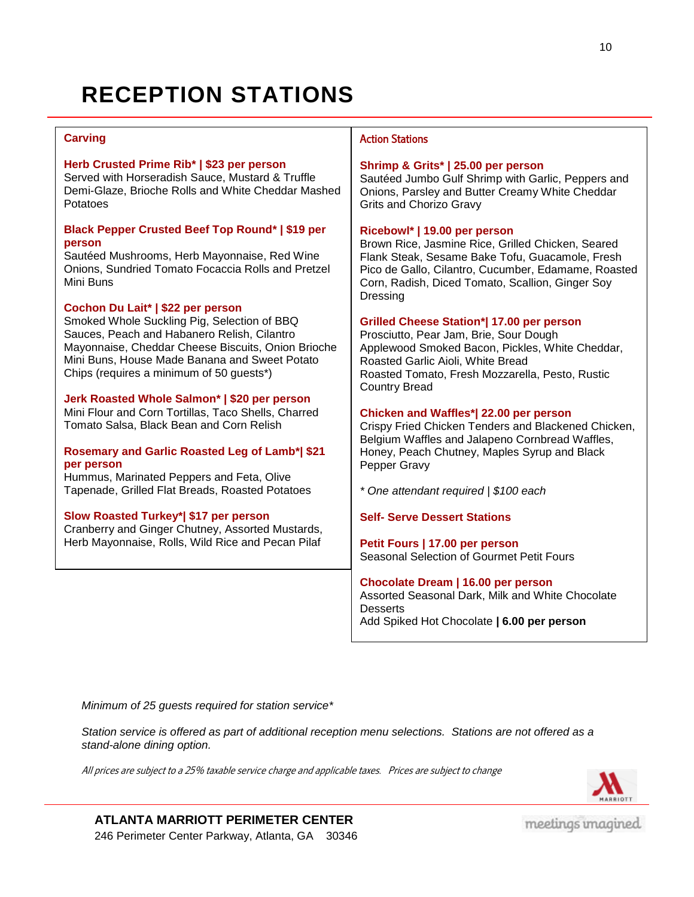# RECEPTION STATIONS

## Carving

**Herb Crusted Prime Rib* | $23 per person**
Served with Horseradish Sauce, Mustard & Truffle Demi-Glaze, Brioche Rolls and White Cheddar Mashed Potatoes

**Black Pepper Crusted Beef Top Round* | $19 per person**
Sautéed Mushrooms, Herb Mayonnaise, Red Wine Onions, Sundried Tomato Focaccia Rolls and Pretzel Mini Buns

**Cochon Du Lait* | $22 per person**
Smoked Whole Suckling Pig, Selection of BBQ Sauces, Peach and Habanero Relish, Cilantro Mayonnaise, Cheddar Cheese Biscuits, Onion Brioche Mini Buns, House Made Banana and Sweet Potato Chips (requires a minimum of 50 guests*)

**Jerk Roasted Whole Salmon* | $20 per person**
Mini Flour and Corn Tortillas, Taco Shells, Charred Tomato Salsa, Black Bean and Corn Relish

**Rosemary and Garlic Roasted Leg of Lamb*| $21 per person**
Hummus, Marinated Peppers and Feta, Olive Tapenade, Grilled Flat Breads, Roasted Potatoes

**Slow Roasted Turkey*| $17 per person**
Cranberry and Ginger Chutney, Assorted Mustards, Herb Mayonnaise, Rolls, Wild Rice and Pecan Pilaf

## Action Stations

**Shrimp & Grits* | 25.00 per person**
Sautéed Jumbo Gulf Shrimp with Garlic, Peppers and Onions, Parsley and Butter Creamy White Cheddar Grits and Chorizo Gravy

**Ricebowl* | 19.00 per person**
Brown Rice, Jasmine Rice, Grilled Chicken, Seared Flank Steak, Sesame Bake Tofu, Guacamole, Fresh Pico de Gallo, Cilantro, Cucumber, Edamame, Roasted Corn, Radish, Diced Tomato, Scallion, Ginger Soy Dressing

**Grilled Cheese Station*| 17.00 per person**
Prosciutto, Pear Jam, Brie, Sour Dough
Applewood Smoked Bacon, Pickles, White Cheddar, Roasted Garlic Aioli, White Bread
Roasted Tomato, Fresh Mozzarella, Pesto, Rustic Country Bread

**Chicken and Waffles*| 22.00 per person**
Crispy Fried Chicken Tenders and Blackened Chicken, Belgium Waffles and Jalapeno Cornbread Waffles, Honey, Peach Chutney, Maples Syrup and Black Pepper Gravy

*\* One attendant required | $100 each*

## Self- Serve Dessert Stations

**Petit Fours | 17.00 per person**
Seasonal Selection of Gourmet Petit Fours

**Chocolate Dream | 16.00 per person**
Assorted Seasonal Dark, Milk and White Chocolate Desserts
Add Spiked Hot Chocolate **| 6.00 per person**

*Minimum of 25 guests required for station service\**

*Station service is offered as part of additional reception menu selections. Stations are not offered as a stand-alone dining option.*

*All prices are subject to a 25% taxable service charge and applicable taxes. Prices are subject to change*

**ATLANTA MARRIOTT PERIMETER CENTER**
246 Perimeter Center Parkway, Atlanta, GA 30346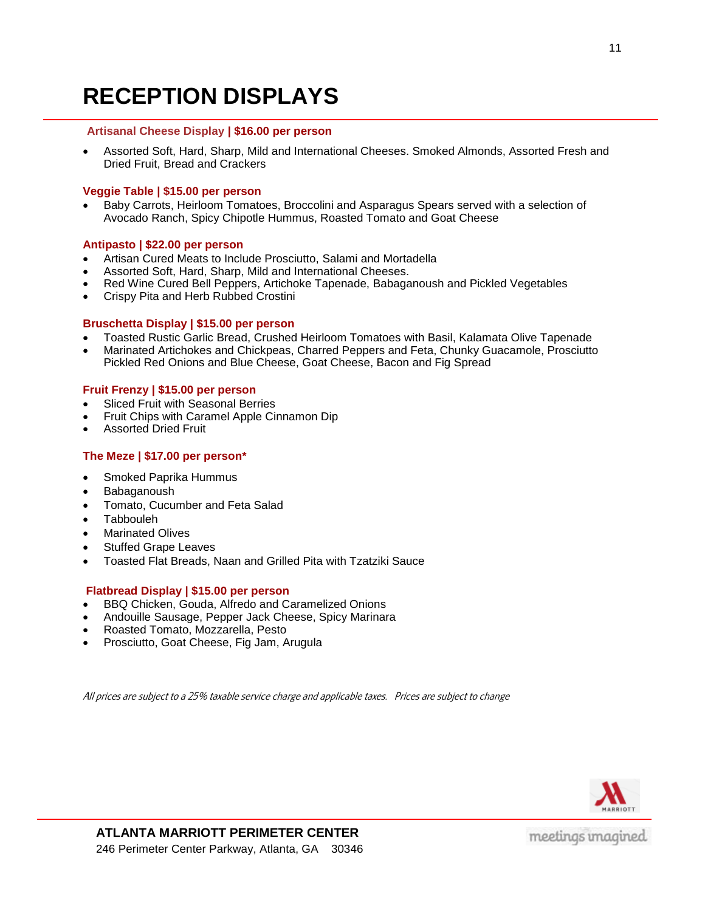# RECEPTION DISPLAYS

**Artisanal Cheese Display | $16.00 per person**

- Assorted Soft, Hard, Sharp, Mild and International Cheeses. Smoked Almonds, Assorted Fresh and Dried Fruit, Bread and Crackers

**Veggie Table | $15.00 per person**

- Baby Carrots, Heirloom Tomatoes, Broccolini and Asparagus Spears served with a selection of Avocado Ranch, Spicy Chipotle Hummus, Roasted Tomato and Goat Cheese

**Antipasto | $22.00 per person**

- Artisan Cured Meats to Include Prosciutto, Salami and Mortadella
- Assorted Soft, Hard, Sharp, Mild and International Cheeses.
- Red Wine Cured Bell Peppers, Artichoke Tapenade, Babaganoush and Pickled Vegetables
- Crispy Pita and Herb Rubbed Crostini

**Bruschetta Display | $15.00 per person**

- Toasted Rustic Garlic Bread, Crushed Heirloom Tomatoes with Basil, Kalamata Olive Tapenade
- Marinated Artichokes and Chickpeas, Charred Peppers and Feta, Chunky Guacamole, Prosciutto Pickled Red Onions and Blue Cheese, Goat Cheese, Bacon and Fig Spread

**Fruit Frenzy | $15.00 per person**

- Sliced Fruit with Seasonal Berries
- Fruit Chips with Caramel Apple Cinnamon Dip
- Assorted Dried Fruit

**The Meze | $17.00 per person***

- Smoked Paprika Hummus
- Babaganoush
- Tomato, Cucumber and Feta Salad
- Tabbouleh
- Marinated Olives
- Stuffed Grape Leaves
- Toasted Flat Breads, Naan and Grilled Pita with Tzatziki Sauce

**Flatbread Display | $15.00 per person**

- BBQ Chicken, Gouda, Alfredo and Caramelized Onions
- Andouille Sausage, Pepper Jack Cheese, Spicy Marinara
- Roasted Tomato, Mozzarella, Pesto
- Prosciutto, Goat Cheese, Fig Jam, Arugula

*All prices are subject to a 25% taxable service charge and applicable taxes. Prices are subject to change*

**ATLANTA MARRIOTT PERIMETER CENTER**
246 Perimeter Center Parkway, Atlanta, GA 30346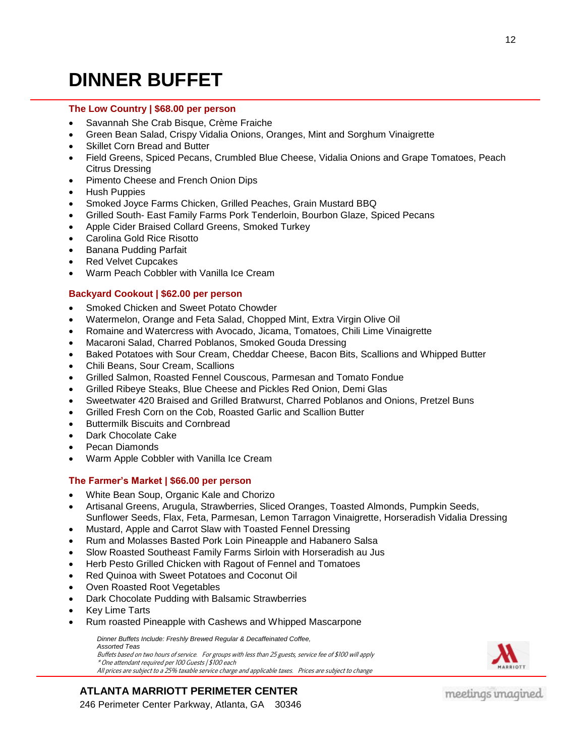# DINNER BUFFET

### The Low Country | $68.00 per person

- Savannah She Crab Bisque, Crème Fraiche
- Green Bean Salad, Crispy Vidalia Onions, Oranges, Mint and Sorghum Vinaigrette
- Skillet Corn Bread and Butter
- Field Greens, Spiced Pecans, Crumbled Blue Cheese, Vidalia Onions and Grape Tomatoes, Peach Citrus Dressing
- Pimento Cheese and French Onion Dips
- Hush Puppies
- Smoked Joyce Farms Chicken, Grilled Peaches, Grain Mustard BBQ
- Grilled South- East Family Farms Pork Tenderloin, Bourbon Glaze, Spiced Pecans
- Apple Cider Braised Collard Greens, Smoked Turkey
- Carolina Gold Rice Risotto
- Banana Pudding Parfait
- Red Velvet Cupcakes
- Warm Peach Cobbler with Vanilla Ice Cream

### Backyard Cookout | $62.00 per person

- Smoked Chicken and Sweet Potato Chowder
- Watermelon, Orange and Feta Salad, Chopped Mint, Extra Virgin Olive Oil
- Romaine and Watercress with Avocado, Jicama, Tomatoes, Chili Lime Vinaigrette
- Macaroni Salad, Charred Poblanos, Smoked Gouda Dressing
- Baked Potatoes with Sour Cream, Cheddar Cheese, Bacon Bits, Scallions and Whipped Butter
- Chili Beans, Sour Cream, Scallions
- Grilled Salmon, Roasted Fennel Couscous, Parmesan and Tomato Fondue
- Grilled Ribeye Steaks, Blue Cheese and Pickles Red Onion, Demi Glas
- Sweetwater 420 Braised and Grilled Bratwurst, Charred Poblanos and Onions, Pretzel Buns
- Grilled Fresh Corn on the Cob, Roasted Garlic and Scallion Butter
- Buttermilk Biscuits and Cornbread
- Dark Chocolate Cake
- Pecan Diamonds
- Warm Apple Cobbler with Vanilla Ice Cream

### The Farmer's Market | $66.00 per person

- White Bean Soup, Organic Kale and Chorizo
- Artisanal Greens, Arugula, Strawberries, Sliced Oranges, Toasted Almonds, Pumpkin Seeds, Sunflower Seeds, Flax, Feta, Parmesan, Lemon Tarragon Vinaigrette, Horseradish Vidalia Dressing
- Mustard, Apple and Carrot Slaw with Toasted Fennel Dressing
- Rum and Molasses Basted Pork Loin Pineapple and Habanero Salsa
- Slow Roasted Southeast Family Farms Sirloin with Horseradish au Jus
- Herb Pesto Grilled Chicken with Ragout of Fennel and Tomatoes
- Red Quinoa with Sweet Potatoes and Coconut Oil
- Oven Roasted Root Vegetables
- Dark Chocolate Pudding with Balsamic Strawberries
- Key Lime Tarts
- Rum roasted Pineapple with Cashews and Whipped Mascarpone

*Dinner Buffets Include: Freshly Brewed Regular & Decaffeinated Coffee, Assorted Teas*
*Buffets based on two hours of service. For groups with less than 25 guests, service fee of $100 will apply*
*\* One attendant required per 100 Guests | $100 each*
*All prices are subject to a 25% taxable service charge and applicable taxes. Prices are subject to change*

**ATLANTA MARRIOTT PERIMETER CENTER**
246 Perimeter Center Parkway, Atlanta, GA 30346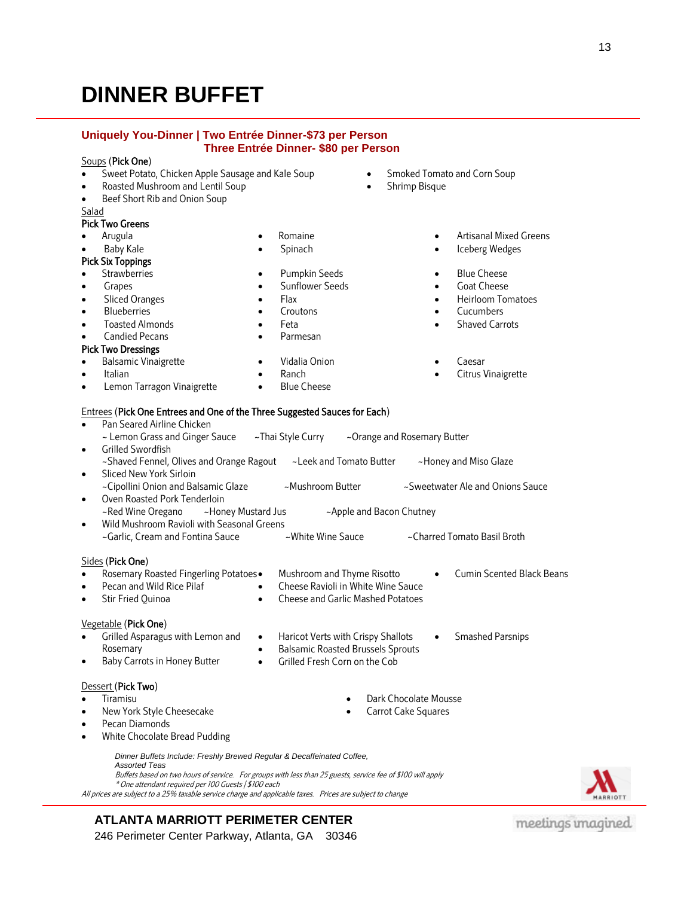# DINNER BUFFET

**Uniquely You-Dinner | Two Entrée Dinner-$73 per Person**
**Three Entrée Dinner- $80 per Person**

Soups (**Pick One**)

- Sweet Potato, Chicken Apple Sausage and Kale Soup
- Roasted Mushroom and Lentil Soup
- Beef Short Rib and Onion Soup
- Smoked Tomato and Corn Soup
- Shrimp Bisque

Salad

**Pick Two Greens**

- Arugula
- Baby Kale
- Romaine
- Spinach
- Artisanal Mixed Greens
- Iceberg Wedges

**Pick Six Toppings**

- Strawberries
- Grapes
- Sliced Oranges
- Blueberries
- Toasted Almonds
- Candied Pecans
- Pumpkin Seeds
- Sunflower Seeds
- Flax
- Croutons
- Feta
- Parmesan
- Blue Cheese
- Goat Cheese
- Heirloom Tomatoes
- Cucumbers
- Shaved Carrots

**Pick Two Dressings**

- Balsamic Vinaigrette
- Italian
- Lemon Tarragon Vinaigrette
- Vidalia Onion
- Ranch
- Blue Cheese
- Caesar
- Citrus Vinaigrette

Entrees (**Pick One Entrees and One of the Three Suggested Sauces for Each**)

- Pan Seared Airline Chicken
  ~ Lemon Grass and Ginger Sauce ~Thai Style Curry ~Orange and Rosemary Butter
- Grilled Swordfish
  ~Shaved Fennel, Olives and Orange Ragout ~Leek and Tomato Butter ~Honey and Miso Glaze
- Sliced New York Sirloin
  ~Cipollini Onion and Balsamic Glaze ~Mushroom Butter ~Sweetwater Ale and Onions Sauce
- Oven Roasted Pork Tenderloin
  ~Red Wine Oregano ~Honey Mustard Jus ~Apple and Bacon Chutney
- Wild Mushroom Ravioli with Seasonal Greens
  ~Garlic, Cream and Fontina Sauce ~White Wine Sauce ~Charred Tomato Basil Broth

Sides (**Pick One**)

- Rosemary Roasted Fingerling Potatoes
- Pecan and Wild Rice Pilaf
- Stir Fried Quinoa
- Mushroom and Thyme Risotto
- Cheese Ravioli in White Wine Sauce
- Cheese and Garlic Mashed Potatoes
- Cumin Scented Black Beans

Vegetable (**Pick One**)

- Grilled Asparagus with Lemon and Rosemary
- Baby Carrots in Honey Butter
- Haricot Verts with Crispy Shallots
- Balsamic Roasted Brussels Sprouts
- Grilled Fresh Corn on the Cob
- Smashed Parsnips

Dessert (**Pick Two**)

- Tiramisu
- New York Style Cheesecake
- Pecan Diamonds
- White Chocolate Bread Pudding
- Dark Chocolate Mousse
- Carrot Cake Squares

*Dinner Buffets Include: Freshly Brewed Regular & Decaffeinated Coffee,*
*Assorted Teas*
*Buffets based on two hours of service. For groups with less than 25 guests, service fee of $100 will apply*
*\* One attendant required per 100 Guests | $100 each*
*All prices are subject to a 25% taxable service charge and applicable taxes. Prices are subject to change*

**ATLANTA MARRIOTT PERIMETER CENTER**
246 Perimeter Center Parkway, Atlanta, GA 30346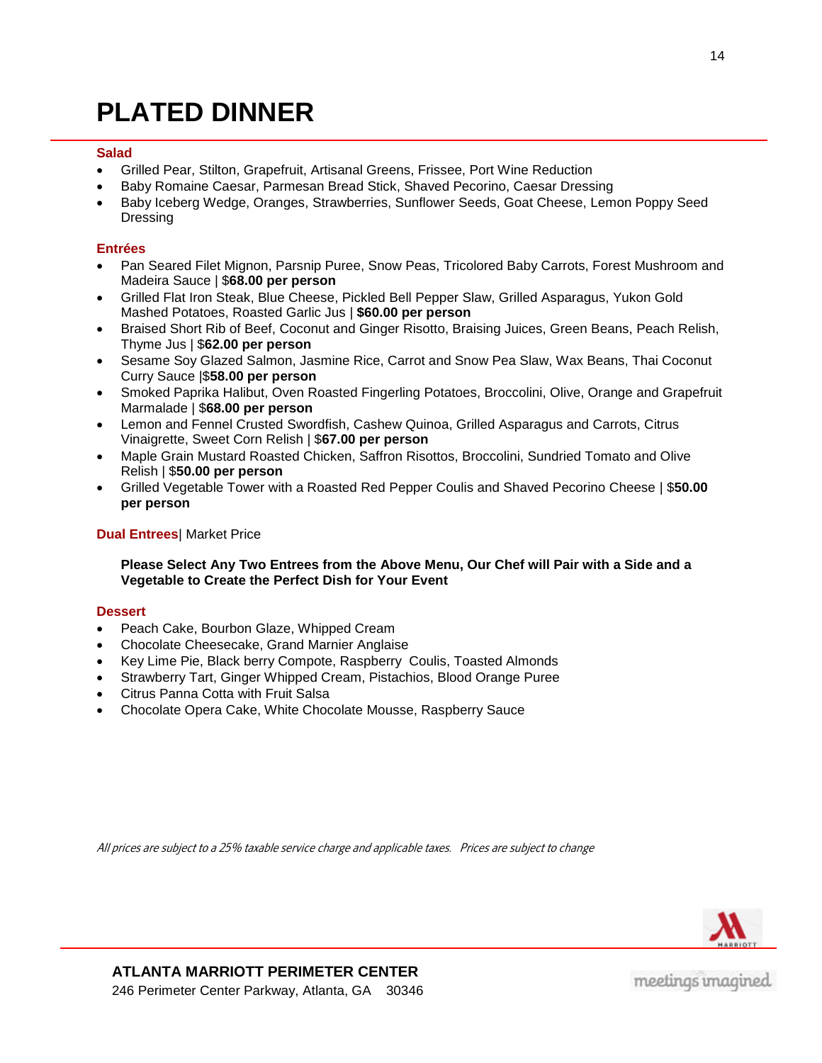# PLATED DINNER

**Salad**

- Grilled Pear, Stilton, Grapefruit, Artisanal Greens, Frissee, Port Wine Reduction
- Baby Romaine Caesar, Parmesan Bread Stick, Shaved Pecorino, Caesar Dressing
- Baby Iceberg Wedge, Oranges, Strawberries, Sunflower Seeds, Goat Cheese, Lemon Poppy Seed Dressing

**Entrées**

- Pan Seared Filet Mignon, Parsnip Puree, Snow Peas, Tricolored Baby Carrots, Forest Mushroom and Madeira Sauce | $**68.00 per person**
- Grilled Flat Iron Steak, Blue Cheese, Pickled Bell Pepper Slaw, Grilled Asparagus, Yukon Gold Mashed Potatoes, Roasted Garlic Jus | **$60.00 per person**
- Braised Short Rib of Beef, Coconut and Ginger Risotto, Braising Juices, Green Beans, Peach Relish, Thyme Jus | $**62.00 per person**
- Sesame Soy Glazed Salmon, Jasmine Rice, Carrot and Snow Pea Slaw, Wax Beans, Thai Coconut Curry Sauce |$**58.00 per person**
- Smoked Paprika Halibut, Oven Roasted Fingerling Potatoes, Broccolini, Olive, Orange and Grapefruit Marmalade | $**68.00 per person**
- Lemon and Fennel Crusted Swordfish, Cashew Quinoa, Grilled Asparagus and Carrots, Citrus Vinaigrette, Sweet Corn Relish | $**67.00 per person**
- Maple Grain Mustard Roasted Chicken, Saffron Risottos, Broccolini, Sundried Tomato and Olive Relish | $**50.00 per person**
- Grilled Vegetable Tower with a Roasted Red Pepper Coulis and Shaved Pecorino Cheese | $**50.00 per person**

**Dual Entrees**| Market Price

**Please Select Any Two Entrees from the Above Menu, Our Chef will Pair with a Side and a Vegetable to Create the Perfect Dish for Your Event**

**Dessert**

- Peach Cake, Bourbon Glaze, Whipped Cream
- Chocolate Cheesecake, Grand Marnier Anglaise
- Key Lime Pie, Black berry Compote, Raspberry Coulis, Toasted Almonds
- Strawberry Tart, Ginger Whipped Cream, Pistachios, Blood Orange Puree
- Citrus Panna Cotta with Fruit Salsa
- Chocolate Opera Cake, White Chocolate Mousse, Raspberry Sauce

*All prices are subject to a 25% taxable service charge and applicable taxes. Prices are subject to change*

**ATLANTA MARRIOTT PERIMETER CENTER**
246 Perimeter Center Parkway, Atlanta, GA 30346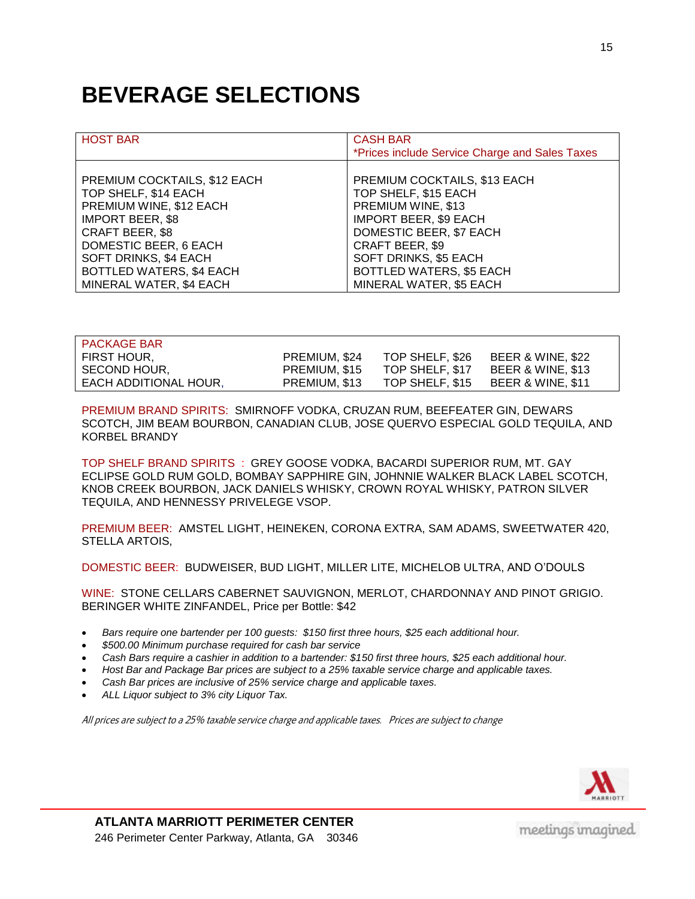# BEVERAGE SELECTIONS

| HOST BAR | CASH BAR<br>*Prices include Service Charge and Sales Taxes |
|---|---|
| PREMIUM COCKTAILS, $12 EACH<br>TOP SHELF, $14 EACH<br>PREMIUM WINE, $12 EACH<br>IMPORT BEER, $8<br>CRAFT BEER, $8<br>DOMESTIC BEER, 6 EACH<br>SOFT DRINKS, $4 EACH<br>BOTTLED WATERS, $4 EACH<br>MINERAL WATER, $4 EACH | PREMIUM COCKTAILS, $13 EACH<br>TOP SHELF, $15 EACH<br>PREMIUM WINE, $13<br>IMPORT BEER, $9 EACH<br>DOMESTIC BEER, $7 EACH<br>CRAFT BEER, $9<br>SOFT DRINKS, $5 EACH<br>BOTTLED WATERS, $5 EACH<br>MINERAL WATER, $5 EACH |

| PACKAGE BAR | | | |
|---|---|---|---|
| FIRST HOUR, | PREMIUM, $24 | TOP SHELF, $26 | BEER & WINE, $22 |
| SECOND HOUR, | PREMIUM, $15 | TOP SHELF, $17 | BEER & WINE, $13 |
| EACH ADDITIONAL HOUR, | PREMIUM, $13 | TOP SHELF, $15 | BEER & WINE, $11 |

PREMIUM BRAND SPIRITS: SMIRNOFF VODKA, CRUZAN RUM, BEEFEATER GIN, DEWARS SCOTCH, JIM BEAM BOURBON, CANADIAN CLUB, JOSE QUERVO ESPECIAL GOLD TEQUILA, AND KORBEL BRANDY

TOP SHELF BRAND SPIRITS : GREY GOOSE VODKA, BACARDI SUPERIOR RUM, MT. GAY ECLIPSE GOLD RUM GOLD, BOMBAY SAPPHIRE GIN, JOHNNIE WALKER BLACK LABEL SCOTCH, KNOB CREEK BOURBON, JACK DANIELS WHISKY, CROWN ROYAL WHISKY, PATRON SILVER TEQUILA, AND HENNESSY PRIVELEGE VSOP.

PREMIUM BEER: AMSTEL LIGHT, HEINEKEN, CORONA EXTRA, SAM ADAMS, SWEETWATER 420, STELLA ARTOIS,

DOMESTIC BEER: BUDWEISER, BUD LIGHT, MILLER LITE, MICHELOB ULTRA, AND O'DOULS

WINE: STONE CELLARS CABERNET SAUVIGNON, MERLOT, CHARDONNAY AND PINOT GRIGIO. BERINGER WHITE ZINFANDEL, Price per Bottle: $42

- *Bars require one bartender per 100 guests: $150 first three hours, $25 each additional hour.*
- *$500.00 Minimum purchase required for cash bar service*
- *Cash Bars require a cashier in addition to a bartender: $150 first three hours, $25 each additional hour.*
- *Host Bar and Package Bar prices are subject to a 25% taxable service charge and applicable taxes.*
- *Cash Bar prices are inclusive of 25% service charge and applicable taxes.*
- *ALL Liquor subject to 3% city Liquor Tax.*

*All prices are subject to a 25% taxable service charge and applicable taxes. Prices are subject to change*

**ATLANTA MARRIOTT PERIMETER CENTER**
246 Perimeter Center Parkway, Atlanta, GA 30346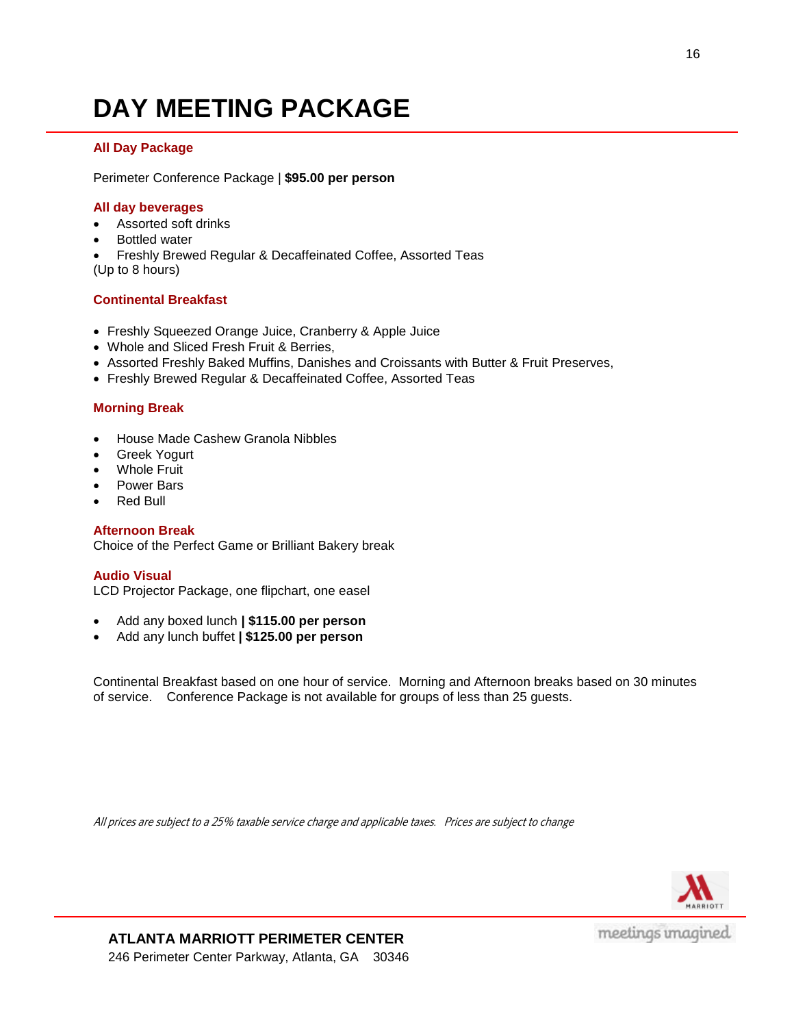# DAY MEETING PACKAGE

## All Day Package

Perimeter Conference Package | **$95.00 per person**

### All day beverages

- Assorted soft drinks
- Bottled water
- Freshly Brewed Regular & Decaffeinated Coffee, Assorted Teas

(Up to 8 hours)

### Continental Breakfast

- Freshly Squeezed Orange Juice, Cranberry & Apple Juice
- Whole and Sliced Fresh Fruit & Berries,
- Assorted Freshly Baked Muffins, Danishes and Croissants with Butter & Fruit Preserves,
- Freshly Brewed Regular & Decaffeinated Coffee, Assorted Teas

### Morning Break

- House Made Cashew Granola Nibbles
- Greek Yogurt
- Whole Fruit
- Power Bars
- Red Bull

### Afternoon Break

Choice of the Perfect Game or Brilliant Bakery break

### Audio Visual

LCD Projector Package, one flipchart, one easel

- Add any boxed lunch **| $115.00 per person**
- Add any lunch buffet **| $125.00 per person**

Continental Breakfast based on one hour of service. Morning and Afternoon breaks based on 30 minutes of service. Conference Package is not available for groups of less than 25 guests.

*All prices are subject to a 25% taxable service charge and applicable taxes. Prices are subject to change*

**ATLANTA MARRIOTT PERIMETER CENTER**
246 Perimeter Center Parkway, Atlanta, GA 30346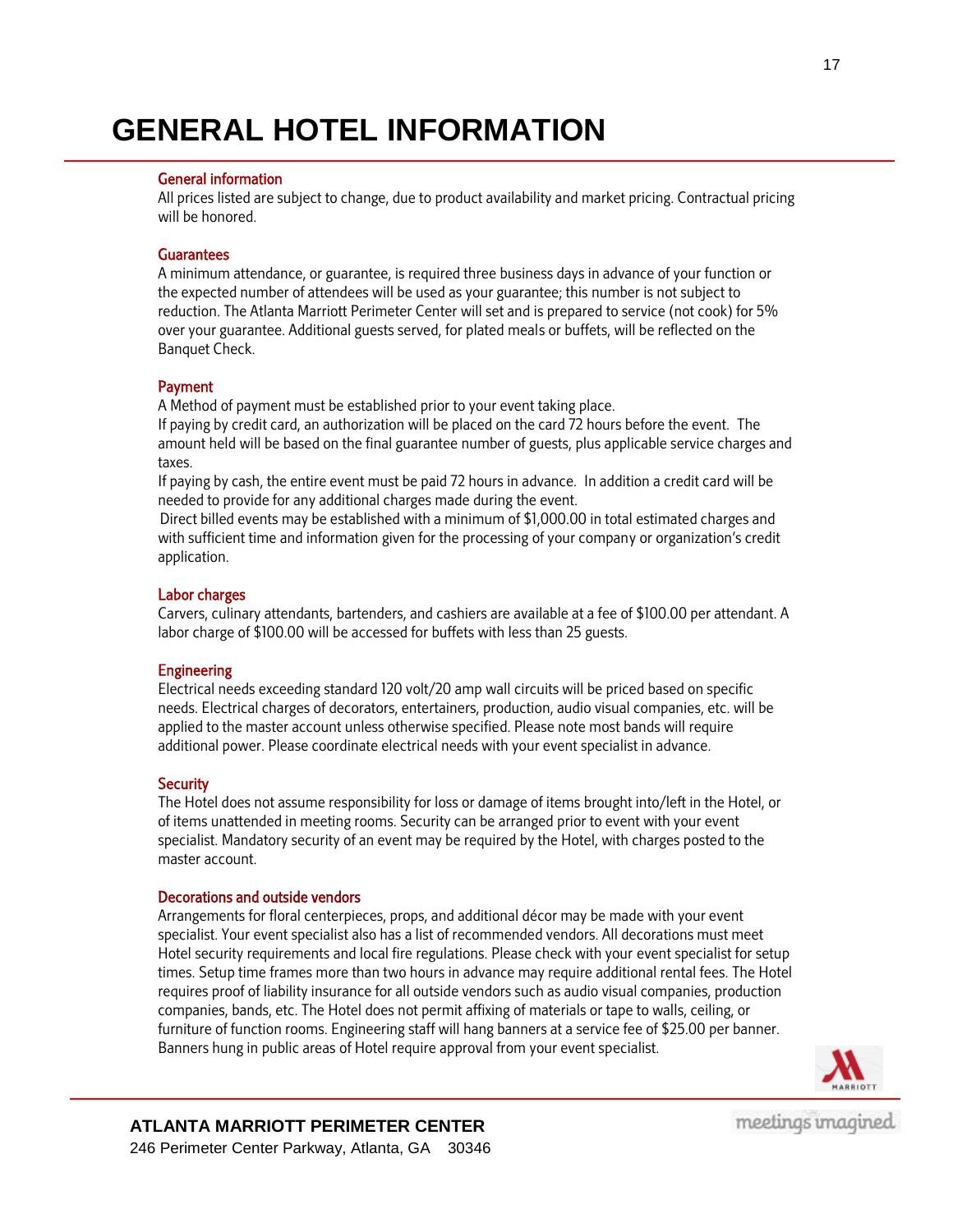# GENERAL HOTEL INFORMATION

## General information

All prices listed are subject to change, due to product availability and market pricing. Contractual pricing will be honored.

## Guarantees

A minimum attendance, or guarantee, is required three business days in advance of your function or the expected number of attendees will be used as your guarantee; this number is not subject to reduction. The Atlanta Marriott Perimeter Center will set and is prepared to service (not cook) for 5% over your guarantee. Additional guests served, for plated meals or buffets, will be reflected on the Banquet Check.

## Payment

A Method of payment must be established prior to your event taking place.

If paying by credit card, an authorization will be placed on the card 72 hours before the event. The amount held will be based on the final guarantee number of guests, plus applicable service charges and taxes.

If paying by cash, the entire event must be paid 72 hours in advance. In addition a credit card will be needed to provide for any additional charges made during the event.

Direct billed events may be established with a minimum of $1,000.00 in total estimated charges and with sufficient time and information given for the processing of your company or organization's credit application.

## Labor charges

Carvers, culinary attendants, bartenders, and cashiers are available at a fee of $100.00 per attendant. A labor charge of $100.00 will be accessed for buffets with less than 25 guests.

## Engineering

Electrical needs exceeding standard 120 volt/20 amp wall circuits will be priced based on specific needs. Electrical charges of decorators, entertainers, production, audio visual companies, etc. will be applied to the master account unless otherwise specified. Please note most bands will require additional power. Please coordinate electrical needs with your event specialist in advance.

## Security

The Hotel does not assume responsibility for loss or damage of items brought into/left in the Hotel, or of items unattended in meeting rooms. Security can be arranged prior to event with your event specialist. Mandatory security of an event may be required by the Hotel, with charges posted to the master account.

## Decorations and outside vendors

Arrangements for floral centerpieces, props, and additional décor may be made with your event specialist. Your event specialist also has a list of recommended vendors. All decorations must meet Hotel security requirements and local fire regulations. Please check with your event specialist for setup times. Setup time frames more than two hours in advance may require additional rental fees. The Hotel requires proof of liability insurance for all outside vendors such as audio visual companies, production companies, bands, etc. The Hotel does not permit affixing of materials or tape to walls, ceiling, or furniture of function rooms. Engineering staff will hang banners at a service fee of $25.00 per banner. Banners hung in public areas of Hotel require approval from your event specialist.

**ATLANTA MARRIOTT PERIMETER CENTER**
246 Perimeter Center Parkway, Atlanta, GA 30346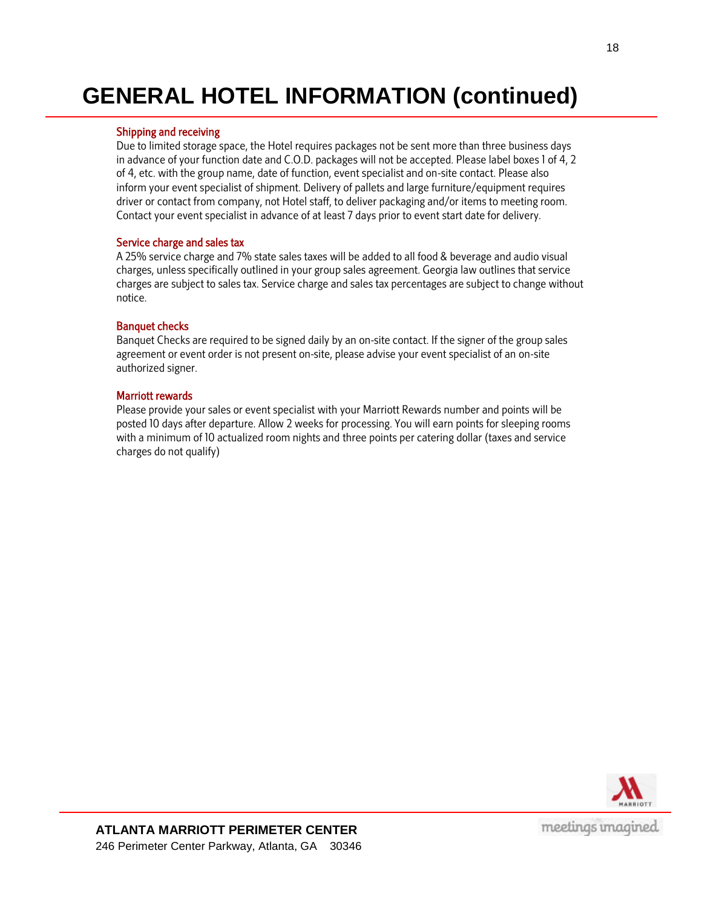# GENERAL HOTEL INFORMATION (continued)

### Shipping and receiving

Due to limited storage space, the Hotel requires packages not be sent more than three business days in advance of your function date and C.O.D. packages will not be accepted. Please label boxes 1 of 4, 2 of 4, etc. with the group name, date of function, event specialist and on-site contact. Please also inform your event specialist of shipment. Delivery of pallets and large furniture/equipment requires driver or contact from company, not Hotel staff, to deliver packaging and/or items to meeting room. Contact your event specialist in advance of at least 7 days prior to event start date for delivery.

### Service charge and sales tax

A 25% service charge and 7% state sales taxes will be added to all food & beverage and audio visual charges, unless specifically outlined in your group sales agreement. Georgia law outlines that service charges are subject to sales tax. Service charge and sales tax percentages are subject to change without notice.

### Banquet checks

Banquet Checks are required to be signed daily by an on-site contact. If the signer of the group sales agreement or event order is not present on-site, please advise your event specialist of an on-site authorized signer.

### Marriott rewards

Please provide your sales or event specialist with your Marriott Rewards number and points will be posted 10 days after departure. Allow 2 weeks for processing. You will earn points for sleeping rooms with a minimum of 10 actualized room nights and three points per catering dollar (taxes and service charges do not qualify)